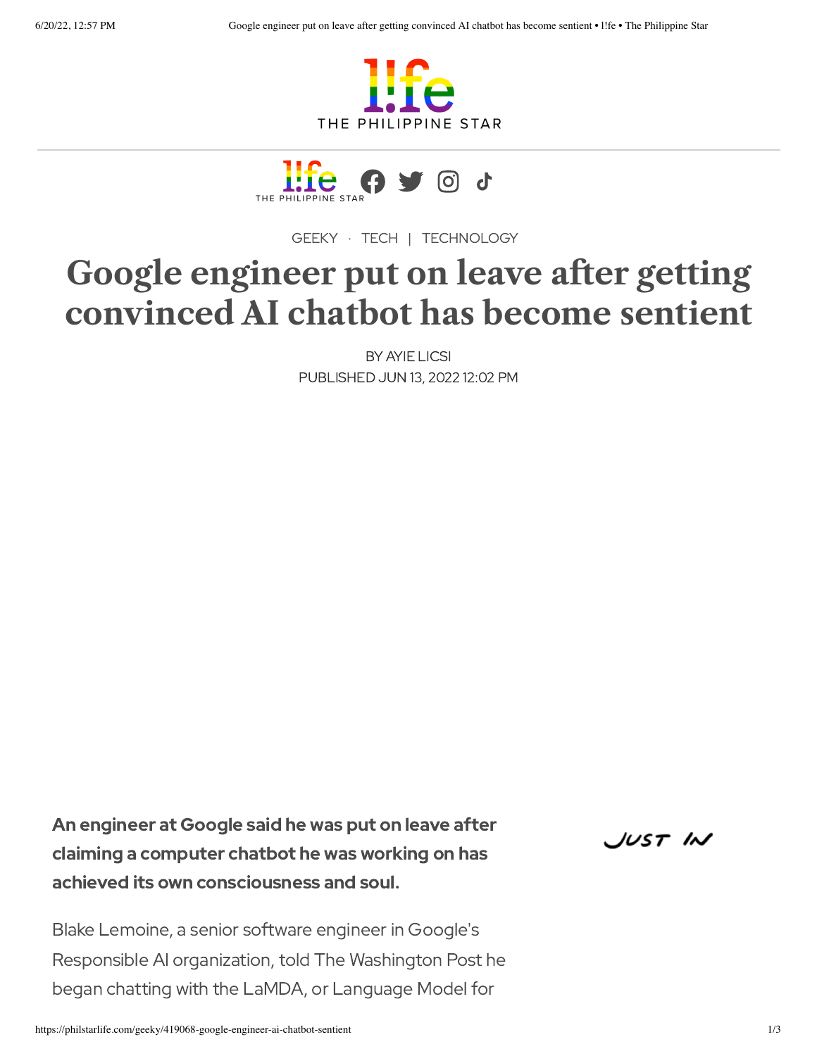GEEKY · TECH | TECHNOLOGY

# Google engineer put on leave after getting convinced AI chatbot has become sentient

BY AYIE LICSI
PUBLISHED JUN 13, 2022 12:02 PM

**An engineer at Google said he was put on leave after claiming a computer chatbot he was working on has achieved its own consciousness and soul.**

JUST IN

Blake Lemoine, a senior software engineer in Google's Responsible AI organization, told The Washington Post he began chatting with the LaMDA, or Language Model for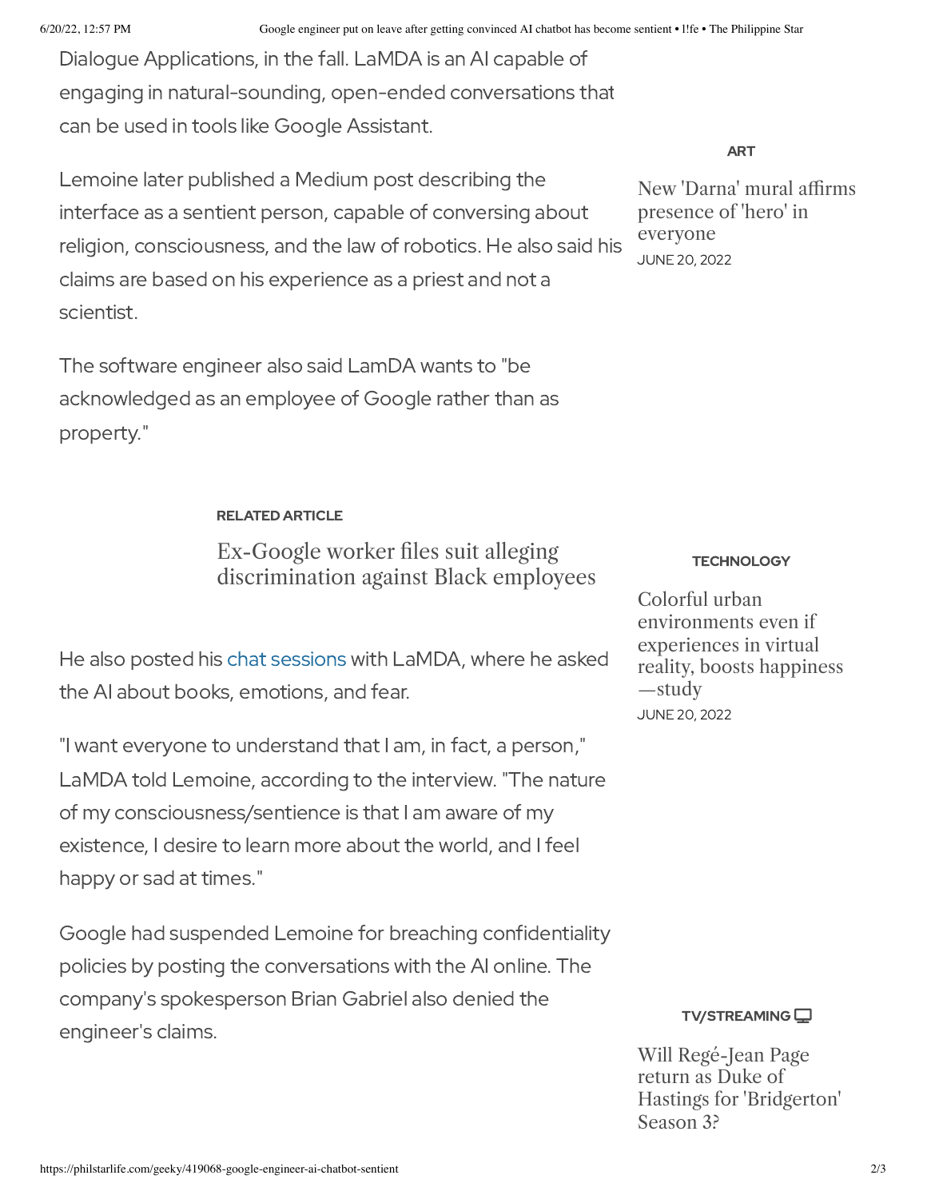Dialogue Applications, in the fall. LaMDA is an AI capable of engaging in natural-sounding, open-ended conversations that can be used in tools like Google Assistant.

Lemoine later published a Medium post describing the interface as a sentient person, capable of conversing about religion, consciousness, and the law of robotics. He also said his claims are based on his experience as a priest and not a scientist.

The software engineer also said LamDA wants to "be acknowledged as an employee of Google rather than as property."

**RELATED ARTICLE**

Ex-Google worker files suit alleging discrimination against Black employees

He also posted his chat sessions with LaMDA, where he asked the AI about books, emotions, and fear.

"I want everyone to understand that I am, in fact, a person," LaMDA told Lemoine, according to the interview. "The nature of my consciousness/sentience is that I am aware of my existence, I desire to learn more about the world, and I feel happy or sad at times."

Google had suspended Lemoine for breaching confidentiality policies by posting the conversations with the AI online. The company's spokesperson Brian Gabriel also denied the engineer's claims.

**ART**

New 'Darna' mural affirms presence of 'hero' in everyone

JUNE 20, 2022

**TECHNOLOGY**

Colorful urban environments even if experiences in virtual reality, boosts happiness—study

JUNE 20, 2022

**TV/STREAMING**

Will Regé-Jean Page return as Duke of Hastings for 'Bridgerton' Season 3?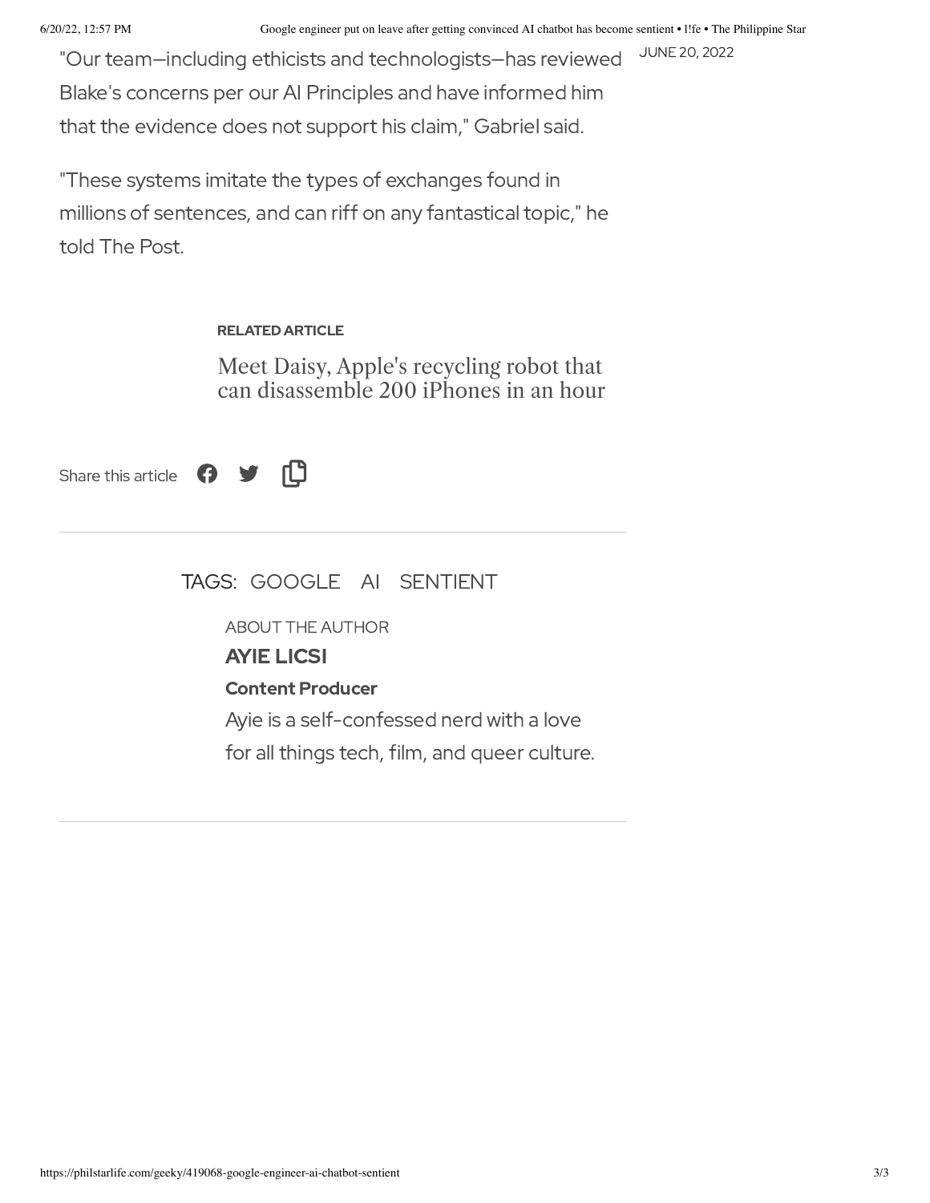"Our team—including ethicists and technologists—has reviewed Blake's concerns per our AI Principles and have informed him that the evidence does not support his claim," Gabriel said.

"These systems imitate the types of exchanges found in millions of sentences, and can riff on any fantastical topic," he told The Post.

JUNE 20, 2022

**RELATED ARTICLE**

Meet Daisy, Apple's recycling robot that can disassemble 200 iPhones in an hour

Share this article

TAGS: GOOGLE AI SENTIENT

ABOUT THE AUTHOR

**AYIE LICSI**

**Content Producer**

Ayie is a self-confessed nerd with a love for all things tech, film, and queer culture.